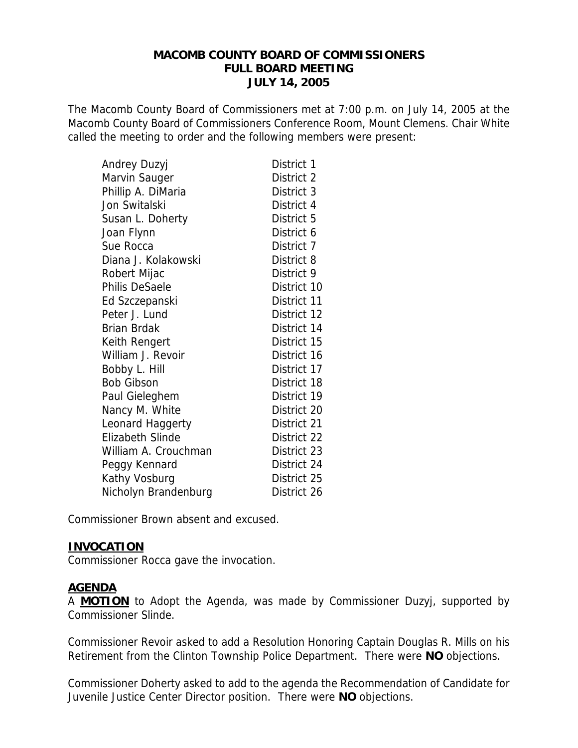# MACOMB COUNTY BOARD OF COMMISSIONERS
## FULL BOARD MEETING
## JULY 14, 2005

The Macomb County Board of Commissioners met at 7:00 p.m. on July 14, 2005 at the Macomb County Board of Commissioners Conference Room, Mount Clemens. Chair White called the meeting to order and the following members were present:

| | |
|---|---|
| Andrey Duzyj | District 1 |
| Marvin Sauger | District 2 |
| Phillip A. DiMaria | District 3 |
| Jon Switalski | District 4 |
| Susan L. Doherty | District 5 |
| Joan Flynn | District 6 |
| Sue Rocca | District 7 |
| Diana J. Kolakowski | District 8 |
| Robert Mijac | District 9 |
| Philis DeSaele | District 10 |
| Ed Szczepanski | District 11 |
| Peter J. Lund | District 12 |
| Brian Brdak | District 14 |
| Keith Rengert | District 15 |
| William J. Revoir | District 16 |
| Bobby L. Hill | District 17 |
| Bob Gibson | District 18 |
| Paul Gieleghem | District 19 |
| Nancy M. White | District 20 |
| Leonard Haggerty | District 21 |
| Elizabeth Slinde | District 22 |
| William A. Crouchman | District 23 |
| Peggy Kennard | District 24 |
| Kathy Vosburg | District 25 |
| Nicholyn Brandenburg | District 26 |

Commissioner Brown absent and excused.

**INVOCATION**

Commissioner Rocca gave the invocation.

**AGENDA**

A **MOTION** to Adopt the Agenda, was made by Commissioner Duzyj, supported by Commissioner Slinde.

Commissioner Revoir asked to add a Resolution Honoring Captain Douglas R. Mills on his Retirement from the Clinton Township Police Department. There were **NO** objections.

Commissioner Doherty asked to add to the agenda the Recommendation of Candidate for Juvenile Justice Center Director position. There were **NO** objections.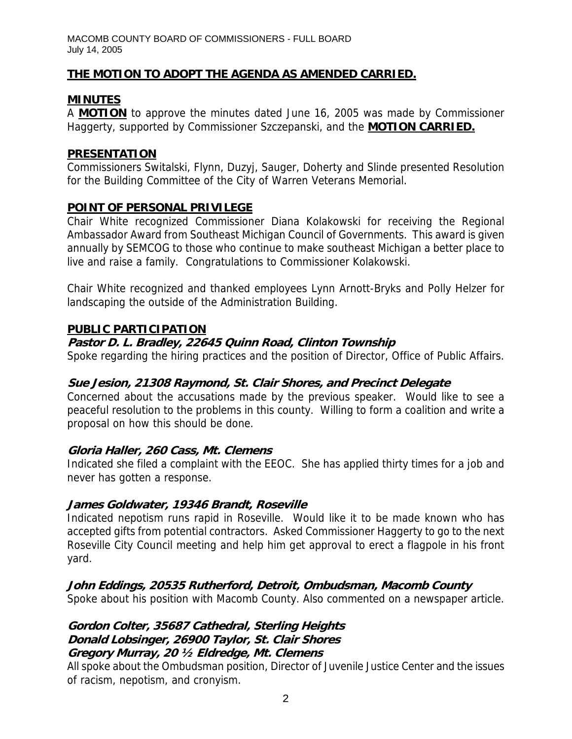**THE MOTION TO ADOPT THE AGENDA AS AMENDED CARRIED.**

## MINUTES

A **MOTION** to approve the minutes dated June 16, 2005 was made by Commissioner Haggerty, supported by Commissioner Szczepanski, and the **MOTION CARRIED.**

## PRESENTATION

Commissioners Switalski, Flynn, Duzyj, Sauger, Doherty and Slinde presented Resolution for the Building Committee of the City of Warren Veterans Memorial.

## POINT OF PERSONAL PRIVILEGE

Chair White recognized Commissioner Diana Kolakowski for receiving the Regional Ambassador Award from Southeast Michigan Council of Governments. This award is given annually by SEMCOG to those who continue to make southeast Michigan a better place to live and raise a family. Congratulations to Commissioner Kolakowski.

Chair White recognized and thanked employees Lynn Arnott-Bryks and Polly Helzer for landscaping the outside of the Administration Building.

## PUBLIC PARTICIPATION

***Pastor D. L. Bradley, 22645 Quinn Road, Clinton Township***

Spoke regarding the hiring practices and the position of Director, Office of Public Affairs.

***Sue Jesion, 21308 Raymond, St. Clair Shores, and Precinct Delegate***

Concerned about the accusations made by the previous speaker. Would like to see a peaceful resolution to the problems in this county. Willing to form a coalition and write a proposal on how this should be done.

***Gloria Haller, 260 Cass, Mt. Clemens***

Indicated she filed a complaint with the EEOC. She has applied thirty times for a job and never has gotten a response.

***James Goldwater, 19346 Brandt, Roseville***

Indicated nepotism runs rapid in Roseville. Would like it to be made known who has accepted gifts from potential contractors. Asked Commissioner Haggerty to go to the next Roseville City Council meeting and help him get approval to erect a flagpole in his front yard.

***John Eddings, 20535 Rutherford, Detroit, Ombudsman, Macomb County***

Spoke about his position with Macomb County. Also commented on a newspaper article.

***Gordon Colter, 35687 Cathedral, Sterling Heights***
***Donald Lobsinger, 26900 Taylor, St. Clair Shores***
***Gregory Murray, 20 ½ Eldredge, Mt. Clemens***

All spoke about the Ombudsman position, Director of Juvenile Justice Center and the issues of racism, nepotism, and cronyism.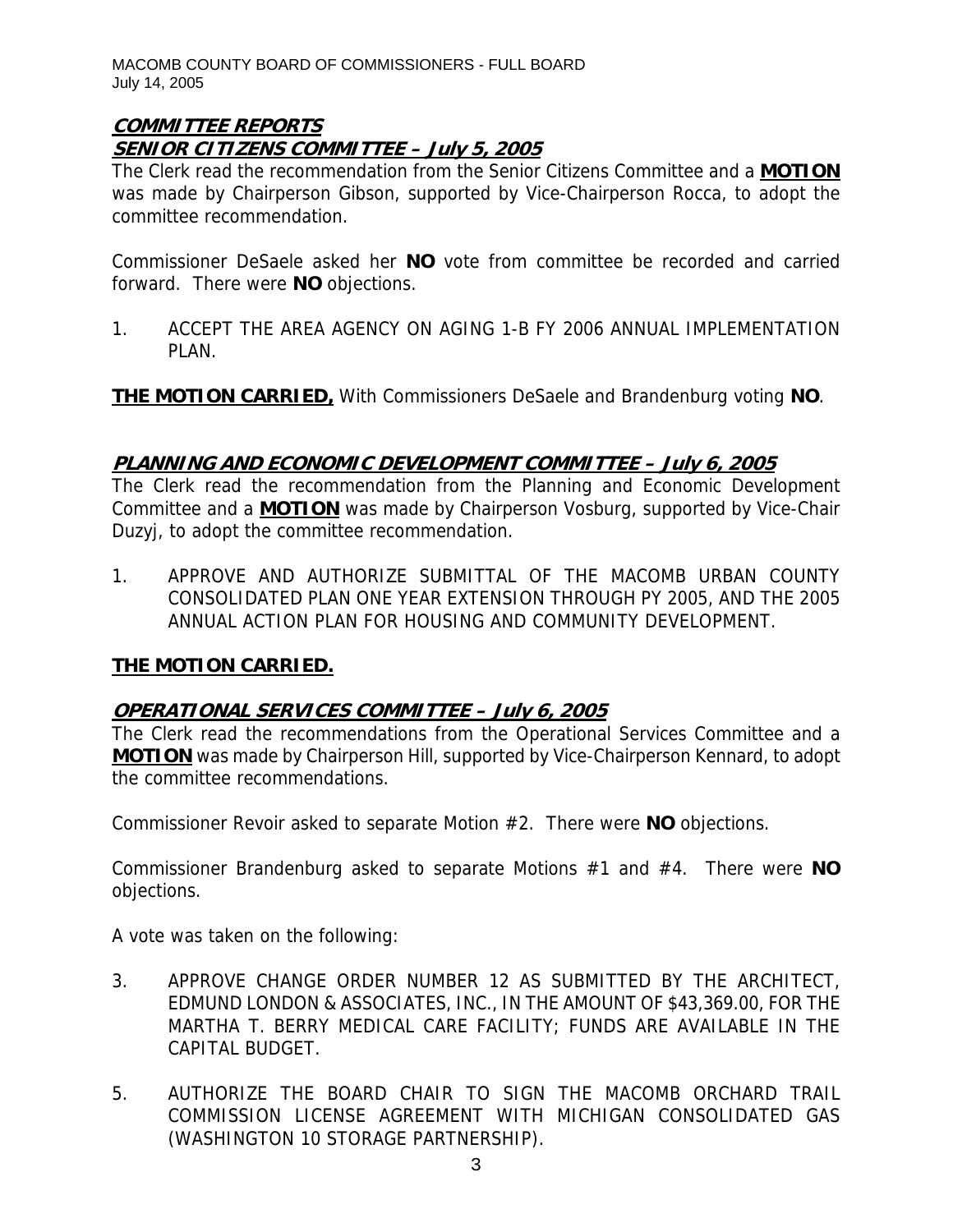## COMMITTEE REPORTS

### SENIOR CITIZENS COMMITTEE – July 5, 2005

The Clerk read the recommendation from the Senior Citizens Committee and a **MOTION** was made by Chairperson Gibson, supported by Vice-Chairperson Rocca, to adopt the committee recommendation.

Commissioner DeSaele asked her **NO** vote from committee be recorded and carried forward. There were **NO** objections.

1. ACCEPT THE AREA AGENCY ON AGING 1-B FY 2006 ANNUAL IMPLEMENTATION PLAN.

**THE MOTION CARRIED,** With Commissioners DeSaele and Brandenburg voting **NO**.

### PLANNING AND ECONOMIC DEVELOPMENT COMMITTEE – July 6, 2005

The Clerk read the recommendation from the Planning and Economic Development Committee and a **MOTION** was made by Chairperson Vosburg, supported by Vice-Chair Duzyj, to adopt the committee recommendation.

1. APPROVE AND AUTHORIZE SUBMITTAL OF THE MACOMB URBAN COUNTY CONSOLIDATED PLAN ONE YEAR EXTENSION THROUGH PY 2005, AND THE 2005 ANNUAL ACTION PLAN FOR HOUSING AND COMMUNITY DEVELOPMENT.

**THE MOTION CARRIED.**

### OPERATIONAL SERVICES COMMITTEE – July 6, 2005

The Clerk read the recommendations from the Operational Services Committee and a **MOTION** was made by Chairperson Hill, supported by Vice-Chairperson Kennard, to adopt the committee recommendations.

Commissioner Revoir asked to separate Motion #2. There were **NO** objections.

Commissioner Brandenburg asked to separate Motions #1 and #4. There were **NO** objections.

A vote was taken on the following:

3. APPROVE CHANGE ORDER NUMBER 12 AS SUBMITTED BY THE ARCHITECT, EDMUND LONDON & ASSOCIATES, INC., IN THE AMOUNT OF $43,369.00, FOR THE MARTHA T. BERRY MEDICAL CARE FACILITY; FUNDS ARE AVAILABLE IN THE CAPITAL BUDGET.

5. AUTHORIZE THE BOARD CHAIR TO SIGN THE MACOMB ORCHARD TRAIL COMMISSION LICENSE AGREEMENT WITH MICHIGAN CONSOLIDATED GAS (WASHINGTON 10 STORAGE PARTNERSHIP).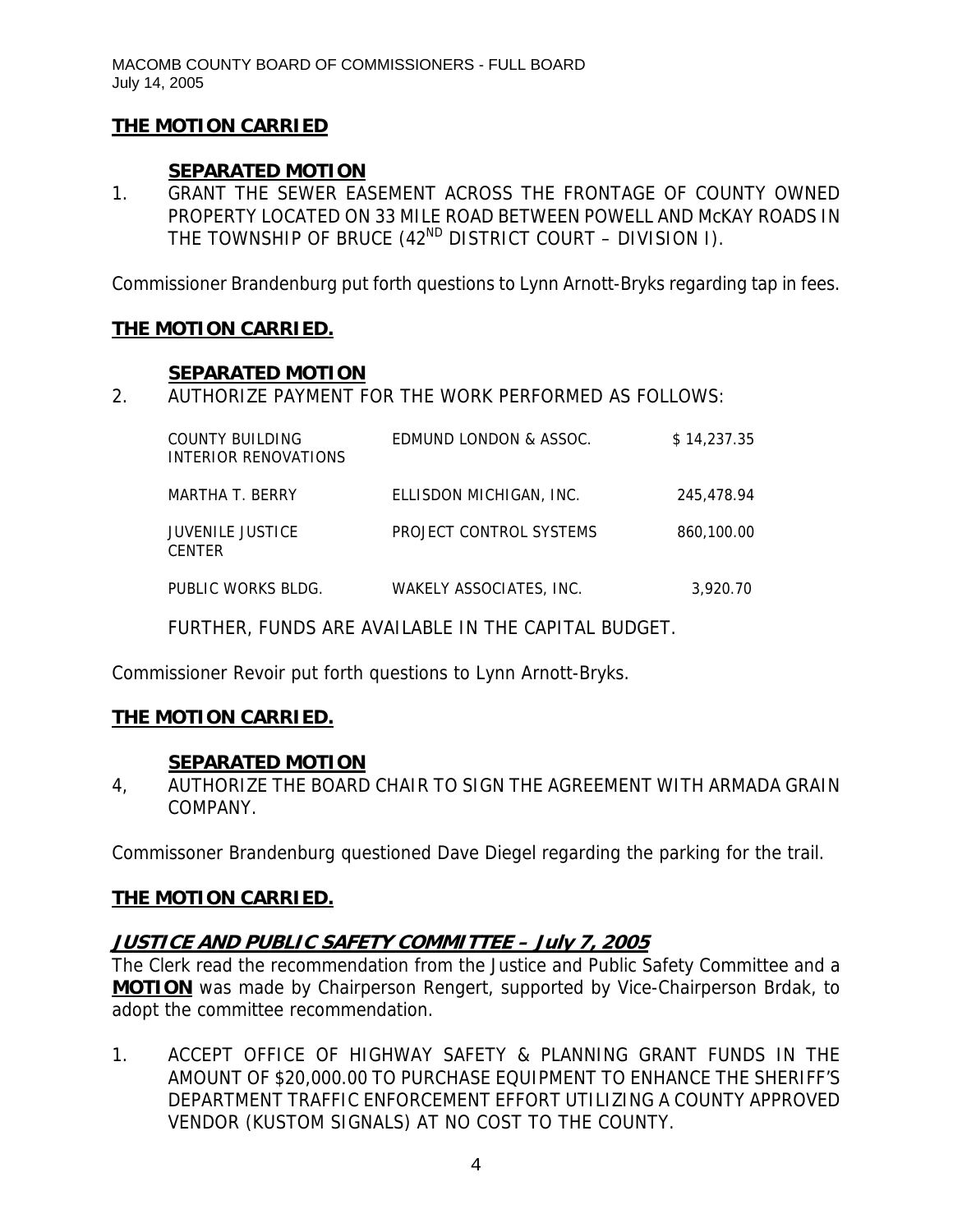**THE MOTION CARRIED**

**SEPARATED MOTION**

1. GRANT THE SEWER EASEMENT ACROSS THE FRONTAGE OF COUNTY OWNED PROPERTY LOCATED ON 33 MILE ROAD BETWEEN POWELL AND McKAY ROADS IN THE TOWNSHIP OF BRUCE (42[ND] DISTRICT COURT – DIVISION I).

Commissioner Brandenburg put forth questions to Lynn Arnott-Bryks regarding tap in fees.

**THE MOTION CARRIED.**

**SEPARATED MOTION**

2. AUTHORIZE PAYMENT FOR THE WORK PERFORMED AS FOLLOWS:

| | | |
|---|---|---|
| COUNTY BUILDING INTERIOR RENOVATIONS | EDMUND LONDON & ASSOC. | $ 14,237.35 |
| MARTHA T. BERRY | ELLISDON MICHIGAN, INC. | 245,478.94 |
| JUVENILE JUSTICE CENTER | PROJECT CONTROL SYSTEMS | 860,100.00 |
| PUBLIC WORKS BLDG. | WAKELY ASSOCIATES, INC. | 3,920.70 |

FURTHER, FUNDS ARE AVAILABLE IN THE CAPITAL BUDGET.

Commissioner Revoir put forth questions to Lynn Arnott-Bryks.

**THE MOTION CARRIED.**

**SEPARATED MOTION**

4, AUTHORIZE THE BOARD CHAIR TO SIGN THE AGREEMENT WITH ARMADA GRAIN COMPANY.

Commissoner Brandenburg questioned Dave Diegel regarding the parking for the trail.

**THE MOTION CARRIED.**

## JUSTICE AND PUBLIC SAFETY COMMITTEE – July 7, 2005

The Clerk read the recommendation from the Justice and Public Safety Committee and a **MOTION** was made by Chairperson Rengert, supported by Vice-Chairperson Brdak, to adopt the committee recommendation.

1. ACCEPT OFFICE OF HIGHWAY SAFETY & PLANNING GRANT FUNDS IN THE AMOUNT OF $20,000.00 TO PURCHASE EQUIPMENT TO ENHANCE THE SHERIFF'S DEPARTMENT TRAFFIC ENFORCEMENT EFFORT UTILIZING A COUNTY APPROVED VENDOR (KUSTOM SIGNALS) AT NO COST TO THE COUNTY.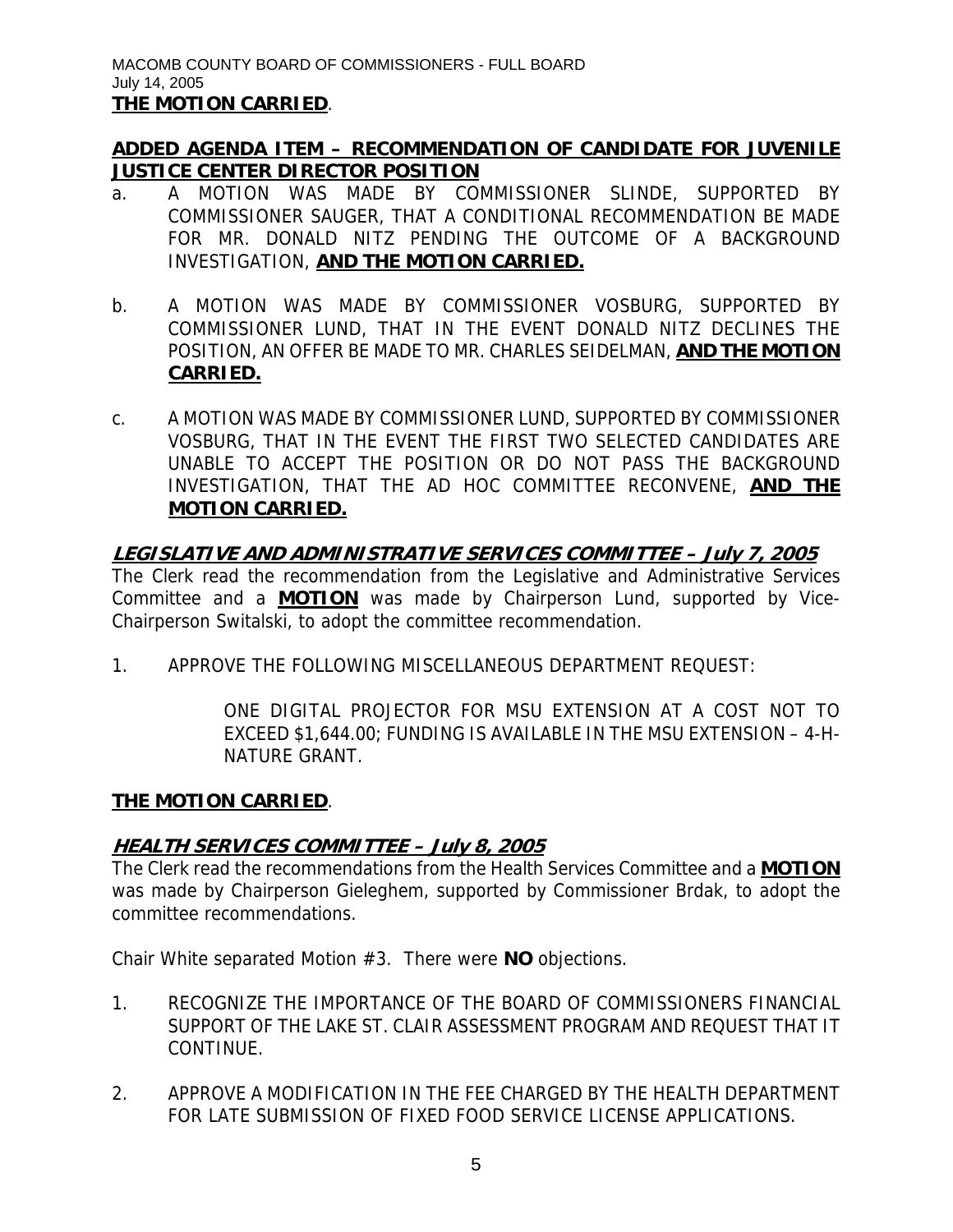**THE MOTION CARRIED**.

**ADDED AGENDA ITEM – RECOMMENDATION OF CANDIDATE FOR JUVENILE JUSTICE CENTER DIRECTOR POSITION**

a. A MOTION WAS MADE BY COMMISSIONER SLINDE, SUPPORTED BY COMMISSIONER SAUGER, THAT A CONDITIONAL RECOMMENDATION BE MADE FOR MR. DONALD NITZ PENDING THE OUTCOME OF A BACKGROUND INVESTIGATION, **AND THE MOTION CARRIED.**

b. A MOTION WAS MADE BY COMMISSIONER VOSBURG, SUPPORTED BY COMMISSIONER LUND, THAT IN THE EVENT DONALD NITZ DECLINES THE POSITION, AN OFFER BE MADE TO MR. CHARLES SEIDELMAN, **AND THE MOTION CARRIED.**

c. A MOTION WAS MADE BY COMMISSIONER LUND, SUPPORTED BY COMMISSIONER VOSBURG, THAT IN THE EVENT THE FIRST TWO SELECTED CANDIDATES ARE UNABLE TO ACCEPT THE POSITION OR DO NOT PASS THE BACKGROUND INVESTIGATION, THAT THE AD HOC COMMITTEE RECONVENE, **AND THE MOTION CARRIED.**

## *LEGISLATIVE AND ADMINISTRATIVE SERVICES COMMITTEE – July 7, 2005*

The Clerk read the recommendation from the Legislative and Administrative Services Committee and a **MOTION** was made by Chairperson Lund, supported by Vice-Chairperson Switalski, to adopt the committee recommendation.

1. APPROVE THE FOLLOWING MISCELLANEOUS DEPARTMENT REQUEST:

   ONE DIGITAL PROJECTOR FOR MSU EXTENSION AT A COST NOT TO EXCEED $1,644.00; FUNDING IS AVAILABLE IN THE MSU EXTENSION – 4-H-NATURE GRANT.

**THE MOTION CARRIED**.

## *HEALTH SERVICES COMMITTEE – July 8, 2005*

The Clerk read the recommendations from the Health Services Committee and a **MOTION** was made by Chairperson Gieleghem, supported by Commissioner Brdak, to adopt the committee recommendations.

Chair White separated Motion #3. There were **NO** objections.

1. RECOGNIZE THE IMPORTANCE OF THE BOARD OF COMMISSIONERS FINANCIAL SUPPORT OF THE LAKE ST. CLAIR ASSESSMENT PROGRAM AND REQUEST THAT IT CONTINUE.

2. APPROVE A MODIFICATION IN THE FEE CHARGED BY THE HEALTH DEPARTMENT FOR LATE SUBMISSION OF FIXED FOOD SERVICE LICENSE APPLICATIONS.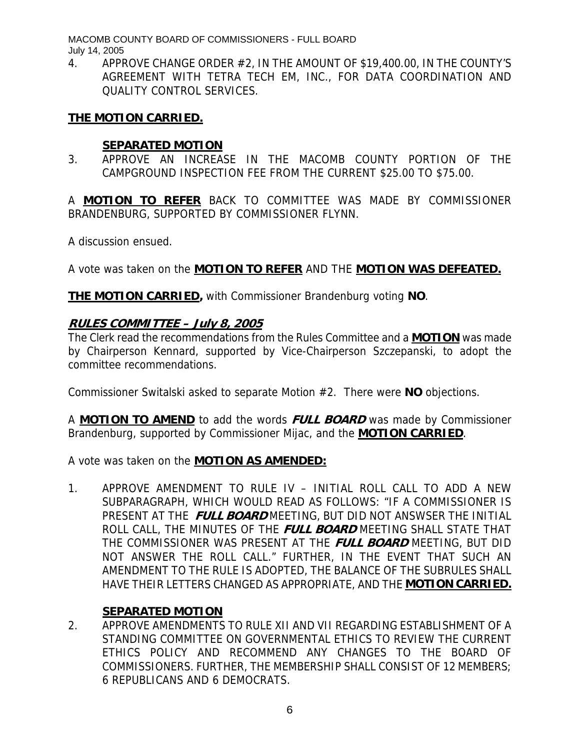4. APPROVE CHANGE ORDER #2, IN THE AMOUNT OF $19,400.00, IN THE COUNTY'S AGREEMENT WITH TETRA TECH EM, INC., FOR DATA COORDINATION AND QUALITY CONTROL SERVICES.

**THE MOTION CARRIED.**

**SEPARATED MOTION**

3. APPROVE AN INCREASE IN THE MACOMB COUNTY PORTION OF THE CAMPGROUND INSPECTION FEE FROM THE CURRENT $25.00 TO $75.00.

A **MOTION TO REFER** BACK TO COMMITTEE WAS MADE BY COMMISSIONER BRANDENBURG, SUPPORTED BY COMMISSIONER FLYNN.

A discussion ensued.

A vote was taken on the **MOTION TO REFER** AND THE **MOTION WAS DEFEATED.**

**THE MOTION CARRIED,** with Commissioner Brandenburg voting **NO**.

## *RULES COMMITTEE – July 8, 2005*

The Clerk read the recommendations from the Rules Committee and a **MOTION** was made by Chairperson Kennard, supported by Vice-Chairperson Szczepanski, to adopt the committee recommendations.

Commissioner Switalski asked to separate Motion #2. There were **NO** objections.

A **MOTION TO AMEND** to add the words ***FULL BOARD*** was made by Commissioner Brandenburg, supported by Commissioner Mijac, and the **MOTION CARRIED**.

A vote was taken on the **MOTION AS AMENDED:**

1. APPROVE AMENDMENT TO RULE IV – INITIAL ROLL CALL TO ADD A NEW SUBPARAGRAPH, WHICH WOULD READ AS FOLLOWS: "IF A COMMISSIONER IS PRESENT AT THE ***FULL BOARD*** MEETING, BUT DID NOT ANSWSER THE INITIAL ROLL CALL, THE MINUTES OF THE ***FULL BOARD*** MEETING SHALL STATE THAT THE COMMISSIONER WAS PRESENT AT THE ***FULL BOARD*** MEETING, BUT DID NOT ANSWER THE ROLL CALL." FURTHER, IN THE EVENT THAT SUCH AN AMENDMENT TO THE RULE IS ADOPTED, THE BALANCE OF THE SUBRULES SHALL HAVE THEIR LETTERS CHANGED AS APPROPRIATE, AND THE **MOTION CARRIED.**

**SEPARATED MOTION**

2. APPROVE AMENDMENTS TO RULE XII AND VII REGARDING ESTABLISHMENT OF A STANDING COMMITTEE ON GOVERNMENTAL ETHICS TO REVIEW THE CURRENT ETHICS POLICY AND RECOMMEND ANY CHANGES TO THE BOARD OF COMMISSIONERS. FURTHER, THE MEMBERSHIP SHALL CONSIST OF 12 MEMBERS; 6 REPUBLICANS AND 6 DEMOCRATS.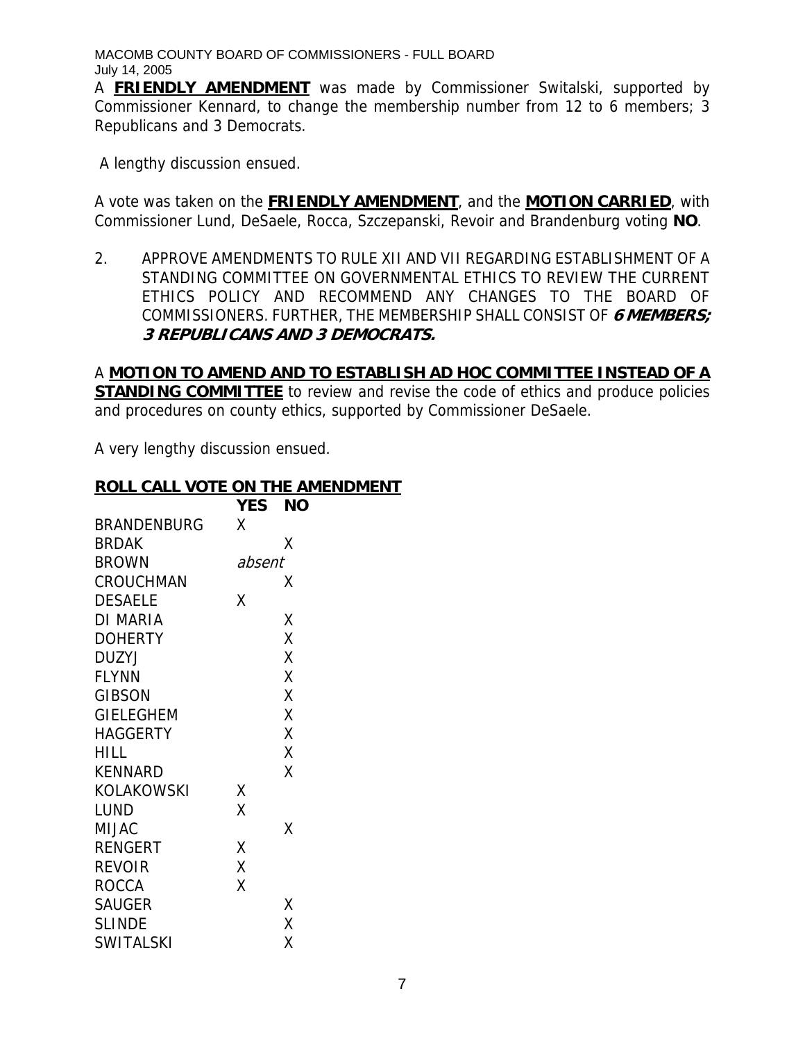A **FRIENDLY AMENDMENT** was made by Commissioner Switalski, supported by Commissioner Kennard, to change the membership number from 12 to 6 members; 3 Republicans and 3 Democrats.

A lengthy discussion ensued.

A vote was taken on the **FRIENDLY AMENDMENT**, and the **MOTION CARRIED**, with Commissioner Lund, DeSaele, Rocca, Szczepanski, Revoir and Brandenburg voting **NO**.

2. APPROVE AMENDMENTS TO RULE XII AND VII REGARDING ESTABLISHMENT OF A STANDING COMMITTEE ON GOVERNMENTAL ETHICS TO REVIEW THE CURRENT ETHICS POLICY AND RECOMMEND ANY CHANGES TO THE BOARD OF COMMISSIONERS. FURTHER, THE MEMBERSHIP SHALL CONSIST OF ***6 MEMBERS; 3 REPUBLICANS AND 3 DEMOCRATS.***

A **MOTION TO AMEND AND TO ESTABLISH AD HOC COMMITTEE INSTEAD OF A STANDING COMMITTEE** to review and revise the code of ethics and produce policies and procedures on county ethics, supported by Commissioner DeSaele.

A very lengthy discussion ensued.

**ROLL CALL VOTE ON THE AMENDMENT**

| | YES | NO |
|---|---|---|
| BRANDENBURG | X | |
| BRDAK | | X |
| BROWN | *absent* | |
| CROUCHMAN | | X |
| DESAELE | X | |
| DI MARIA | | X |
| DOHERTY | | X |
| DUZYJ | | X |
| FLYNN | | X |
| GIBSON | | X |
| GIELEGHEM | | X |
| HAGGERTY | | X |
| HILL | | X |
| KENNARD | | X |
| KOLAKOWSKI | X | |
| LUND | X | |
| MIJAC | | X |
| RENGERT | X | |
| REVOIR | X | |
| ROCCA | X | |
| SAUGER | | X |
| SLINDE | | X |
| SWITALSKI | | X |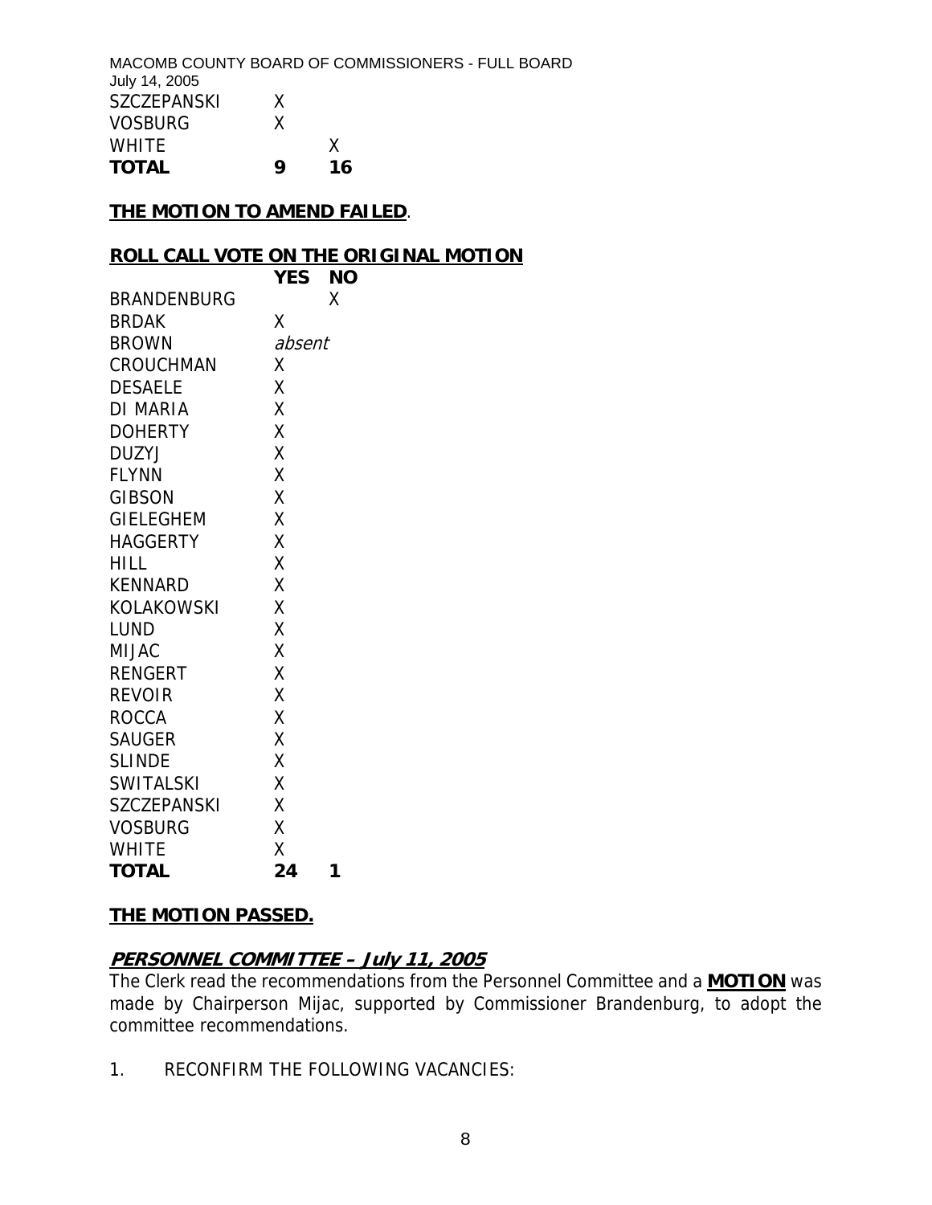| | | |
|---|---|---|
| SZCZEPANSKI | X | |
| VOSBURG | X | |
| WHITE | | X |
| **TOTAL** | **9** | **16** |

**THE MOTION TO AMEND FAILED**.

**ROLL CALL VOTE ON THE ORIGINAL MOTION**

| | **YES** | **NO** |
|---|---|---|
| BRANDENBURG | | X |
| BRDAK | X | |
| BROWN | *absent* | |
| CROUCHMAN | X | |
| DESAELE | X | |
| DI MARIA | X | |
| DOHERTY | X | |
| DUZYJ | X | |
| FLYNN | X | |
| GIBSON | X | |
| GIELEGHEM | X | |
| HAGGERTY | X | |
| HILL | X | |
| KENNARD | X | |
| KOLAKOWSKI | X | |
| LUND | X | |
| MIJAC | X | |
| RENGERT | X | |
| REVOIR | X | |
| ROCCA | X | |
| SAUGER | X | |
| SLINDE | X | |
| SWITALSKI | X | |
| SZCZEPANSKI | X | |
| VOSBURG | X | |
| WHITE | X | |
| **TOTAL** | **24** | **1** |

**THE MOTION PASSED.**

***PERSONNEL COMMITTEE – July 11, 2005***

The Clerk read the recommendations from the Personnel Committee and a **MOTION** was made by Chairperson Mijac, supported by Commissioner Brandenburg, to adopt the committee recommendations.

1. RECONFIRM THE FOLLOWING VACANCIES: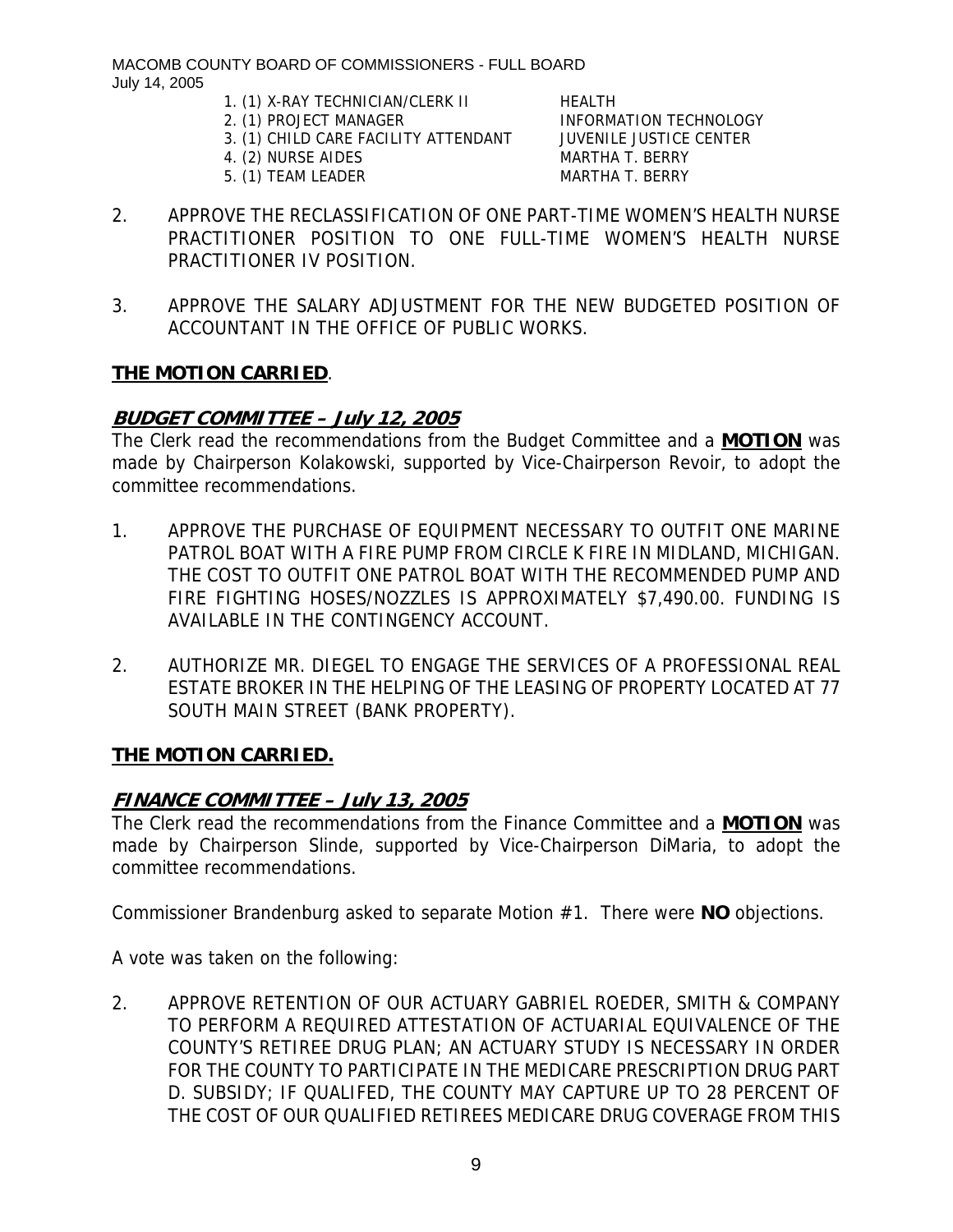| | |
|---|---|
| 1. (1) X-RAY TECHNICIAN/CLERK II | HEALTH |
| 2. (1) PROJECT MANAGER | INFORMATION TECHNOLOGY |
| 3. (1) CHILD CARE FACILITY ATTENDANT | JUVENILE JUSTICE CENTER |
| 4. (2) NURSE AIDES | MARTHA T. BERRY |
| 5. (1) TEAM LEADER | MARTHA T. BERRY |

2. APPROVE THE RECLASSIFICATION OF ONE PART-TIME WOMEN'S HEALTH NURSE PRACTITIONER POSITION TO ONE FULL-TIME WOMEN'S HEALTH NURSE PRACTITIONER IV POSITION.

3. APPROVE THE SALARY ADJUSTMENT FOR THE NEW BUDGETED POSITION OF ACCOUNTANT IN THE OFFICE OF PUBLIC WORKS.

**THE MOTION CARRIED**.

## ***BUDGET COMMITTEE – July 12, 2005***

The Clerk read the recommendations from the Budget Committee and a **MOTION** was made by Chairperson Kolakowski, supported by Vice-Chairperson Revoir, to adopt the committee recommendations.

1. APPROVE THE PURCHASE OF EQUIPMENT NECESSARY TO OUTFIT ONE MARINE PATROL BOAT WITH A FIRE PUMP FROM CIRCLE K FIRE IN MIDLAND, MICHIGAN. THE COST TO OUTFIT ONE PATROL BOAT WITH THE RECOMMENDED PUMP AND FIRE FIGHTING HOSES/NOZZLES IS APPROXIMATELY $7,490.00. FUNDING IS AVAILABLE IN THE CONTINGENCY ACCOUNT.

2. AUTHORIZE MR. DIEGEL TO ENGAGE THE SERVICES OF A PROFESSIONAL REAL ESTATE BROKER IN THE HELPING OF THE LEASING OF PROPERTY LOCATED AT 77 SOUTH MAIN STREET (BANK PROPERTY).

**THE MOTION CARRIED.**

## ***FINANCE COMMITTEE – July 13, 2005***

The Clerk read the recommendations from the Finance Committee and a **MOTION** was made by Chairperson Slinde, supported by Vice-Chairperson DiMaria, to adopt the committee recommendations.

Commissioner Brandenburg asked to separate Motion #1. There were **NO** objections.

A vote was taken on the following:

2. APPROVE RETENTION OF OUR ACTUARY GABRIEL ROEDER, SMITH & COMPANY TO PERFORM A REQUIRED ATTESTATION OF ACTUARIAL EQUIVALENCE OF THE COUNTY'S RETIREE DRUG PLAN; AN ACTUARY STUDY IS NECESSARY IN ORDER FOR THE COUNTY TO PARTICIPATE IN THE MEDICARE PRESCRIPTION DRUG PART D. SUBSIDY; IF QUALIFED, THE COUNTY MAY CAPTURE UP TO 28 PERCENT OF THE COST OF OUR QUALIFIED RETIREES MEDICARE DRUG COVERAGE FROM THIS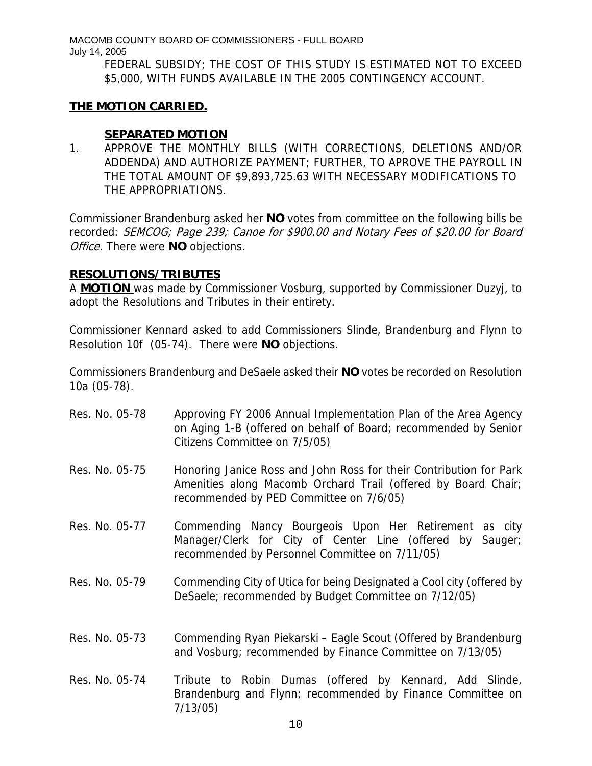FEDERAL SUBSIDY; THE COST OF THIS STUDY IS ESTIMATED NOT TO EXCEED $5,000, WITH FUNDS AVAILABLE IN THE 2005 CONTINGENCY ACCOUNT.

**THE MOTION CARRIED.**

**SEPARATED MOTION**

1. APPROVE THE MONTHLY BILLS (WITH CORRECTIONS, DELETIONS AND/OR ADDENDA) AND AUTHORIZE PAYMENT; FURTHER, TO APROVE THE PAYROLL IN THE TOTAL AMOUNT OF $9,893,725.63 WITH NECESSARY MODIFICATIONS TO THE APPROPRIATIONS.

Commissioner Brandenburg asked her **NO** votes from committee on the following bills be recorded: *SEMCOG; Page 239; Canoe for $900.00 and Notary Fees of $20.00 for Board Office.* There were **NO** objections.

**RESOLUTIONS/TRIBUTES**

A **MOTION** was made by Commissioner Vosburg, supported by Commissioner Duzyj, to adopt the Resolutions and Tributes in their entirety.

Commissioner Kennard asked to add Commissioners Slinde, Brandenburg and Flynn to Resolution 10f (05-74). There were **NO** objections.

Commissioners Brandenburg and DeSaele asked their **NO** votes be recorded on Resolution 10a (05-78).

Res. No. 05-78 Approving FY 2006 Annual Implementation Plan of the Area Agency on Aging 1-B (offered on behalf of Board; recommended by Senior Citizens Committee on 7/5/05)

Res. No. 05-75 Honoring Janice Ross and John Ross for their Contribution for Park Amenities along Macomb Orchard Trail (offered by Board Chair; recommended by PED Committee on 7/6/05)

Res. No. 05-77 Commending Nancy Bourgeois Upon Her Retirement as city Manager/Clerk for City of Center Line (offered by Sauger; recommended by Personnel Committee on 7/11/05)

Res. No. 05-79 Commending City of Utica for being Designated a Cool city (offered by DeSaele; recommended by Budget Committee on 7/12/05)

Res. No. 05-73 Commending Ryan Piekarski – Eagle Scout (Offered by Brandenburg and Vosburg; recommended by Finance Committee on 7/13/05)

Res. No. 05-74 Tribute to Robin Dumas (offered by Kennard, Add Slinde, Brandenburg and Flynn; recommended by Finance Committee on 7/13/05)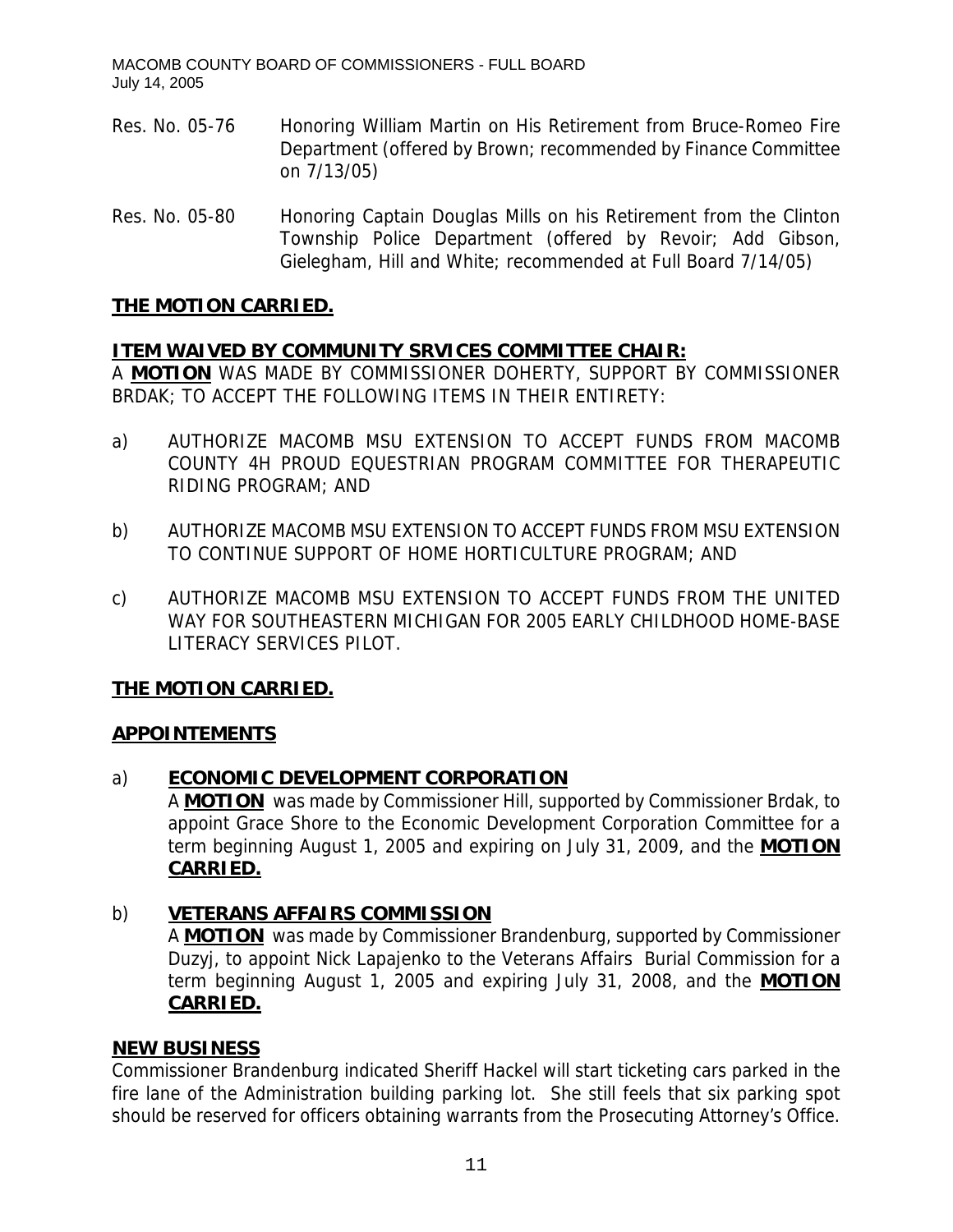Res. No. 05-76 Honoring William Martin on His Retirement from Bruce-Romeo Fire Department (offered by Brown; recommended by Finance Committee on 7/13/05)

Res. No. 05-80 Honoring Captain Douglas Mills on his Retirement from the Clinton Township Police Department (offered by Revoir; Add Gibson, Gielegham, Hill and White; recommended at Full Board 7/14/05)

**THE MOTION CARRIED.**

**ITEM WAIVED BY COMMUNITY SRVICES COMMITTEE CHAIR:**

A **MOTION** WAS MADE BY COMMISSIONER DOHERTY, SUPPORT BY COMMISSIONER BRDAK; TO ACCEPT THE FOLLOWING ITEMS IN THEIR ENTIRETY:

a) AUTHORIZE MACOMB MSU EXTENSION TO ACCEPT FUNDS FROM MACOMB COUNTY 4H PROUD EQUESTRIAN PROGRAM COMMITTEE FOR THERAPEUTIC RIDING PROGRAM; AND

b) AUTHORIZE MACOMB MSU EXTENSION TO ACCEPT FUNDS FROM MSU EXTENSION TO CONTINUE SUPPORT OF HOME HORTICULTURE PROGRAM; AND

c) AUTHORIZE MACOMB MSU EXTENSION TO ACCEPT FUNDS FROM THE UNITED WAY FOR SOUTHEASTERN MICHIGAN FOR 2005 EARLY CHILDHOOD HOME-BASE LITERACY SERVICES PILOT.

**THE MOTION CARRIED.**

**APPOINTEMENTS**

a) **ECONOMIC DEVELOPMENT CORPORATION**

A **MOTION** was made by Commissioner Hill, supported by Commissioner Brdak, to appoint Grace Shore to the Economic Development Corporation Committee for a term beginning August 1, 2005 and expiring on July 31, 2009, and the **MOTION CARRIED.**

b) **VETERANS AFFAIRS COMMISSION**

A **MOTION** was made by Commissioner Brandenburg, supported by Commissioner Duzyj, to appoint Nick Lapajenko to the Veterans Affairs Burial Commission for a term beginning August 1, 2005 and expiring July 31, 2008, and the **MOTION CARRIED.**

**NEW BUSINESS**

Commissioner Brandenburg indicated Sheriff Hackel will start ticketing cars parked in the fire lane of the Administration building parking lot. She still feels that six parking spot should be reserved for officers obtaining warrants from the Prosecuting Attorney's Office.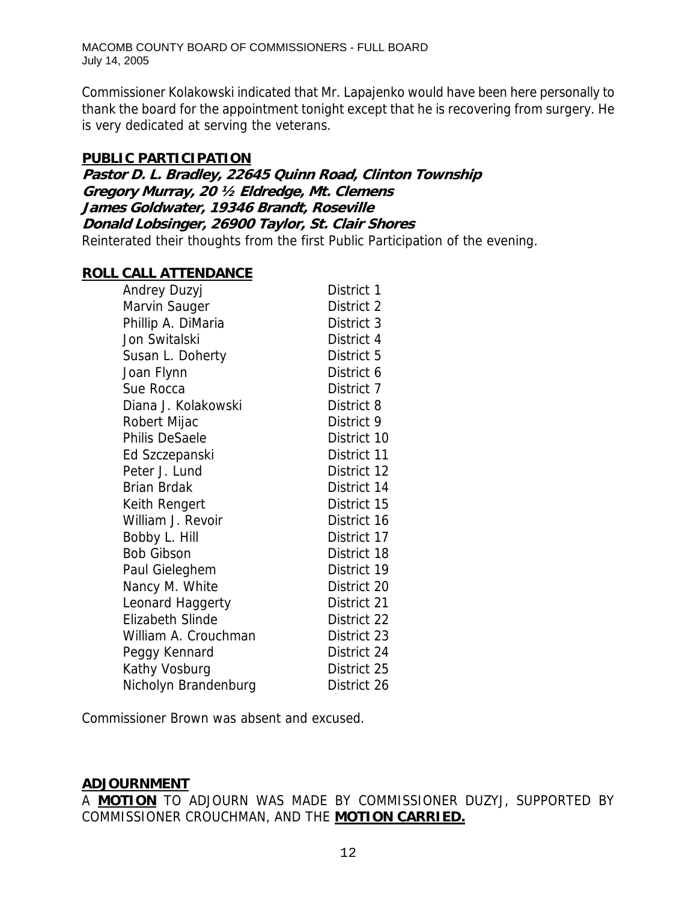Commissioner Kolakowski indicated that Mr. Lapajenko would have been here personally to thank the board for the appointment tonight except that he is recovering from surgery. He is very dedicated at serving the veterans.

## PUBLIC PARTICIPATION

***Pastor D. L. Bradley, 22645 Quinn Road, Clinton Township***
***Gregory Murray, 20 ½ Eldredge, Mt. Clemens***
***James Goldwater, 19346 Brandt, Roseville***
***Donald Lobsinger, 26900 Taylor, St. Clair Shores***

Reinterated their thoughts from the first Public Participation of the evening.

## ROLL CALL ATTENDANCE

| | |
|---|---|
| Andrey Duzyj | District 1 |
| Marvin Sauger | District 2 |
| Phillip A. DiMaria | District 3 |
| Jon Switalski | District 4 |
| Susan L. Doherty | District 5 |
| Joan Flynn | District 6 |
| Sue Rocca | District 7 |
| Diana J. Kolakowski | District 8 |
| Robert Mijac | District 9 |
| Philis DeSaele | District 10 |
| Ed Szczepanski | District 11 |
| Peter J. Lund | District 12 |
| Brian Brdak | District 14 |
| Keith Rengert | District 15 |
| William J. Revoir | District 16 |
| Bobby L. Hill | District 17 |
| Bob Gibson | District 18 |
| Paul Gieleghem | District 19 |
| Nancy M. White | District 20 |
| Leonard Haggerty | District 21 |
| Elizabeth Slinde | District 22 |
| William A. Crouchman | District 23 |
| Peggy Kennard | District 24 |
| Kathy Vosburg | District 25 |
| Nicholyn Brandenburg | District 26 |

Commissioner Brown was absent and excused.

## ADJOURNMENT

A **MOTION** TO ADJOURN WAS MADE BY COMMISSIONER DUZYJ, SUPPORTED BY COMMISSIONER CROUCHMAN, AND THE **MOTION CARRIED.**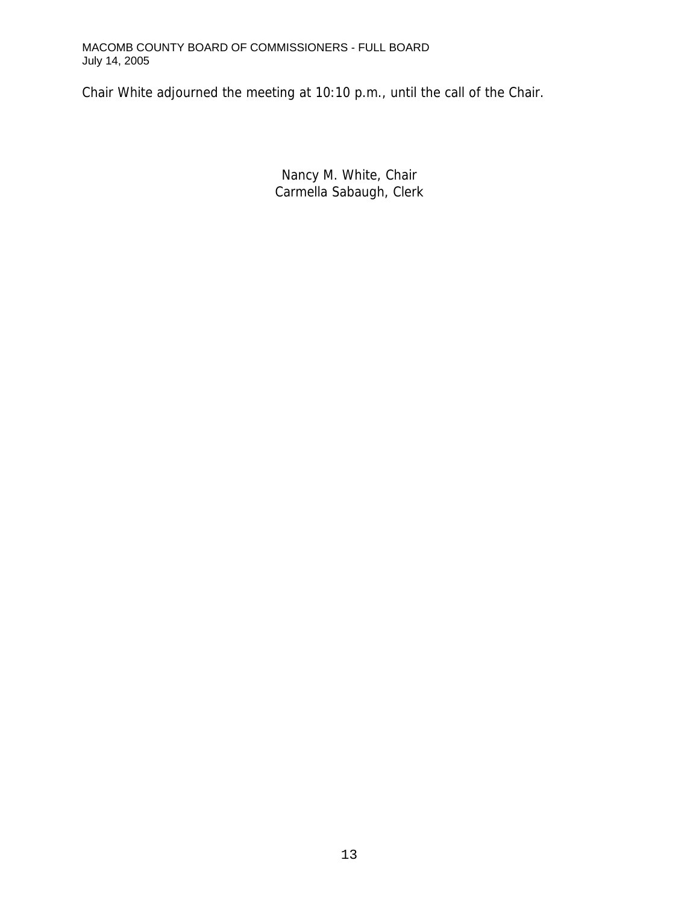Chair White adjourned the meeting at 10:10 p.m., until the call of the Chair.

Nancy M. White, Chair
Carmella Sabaugh, Clerk